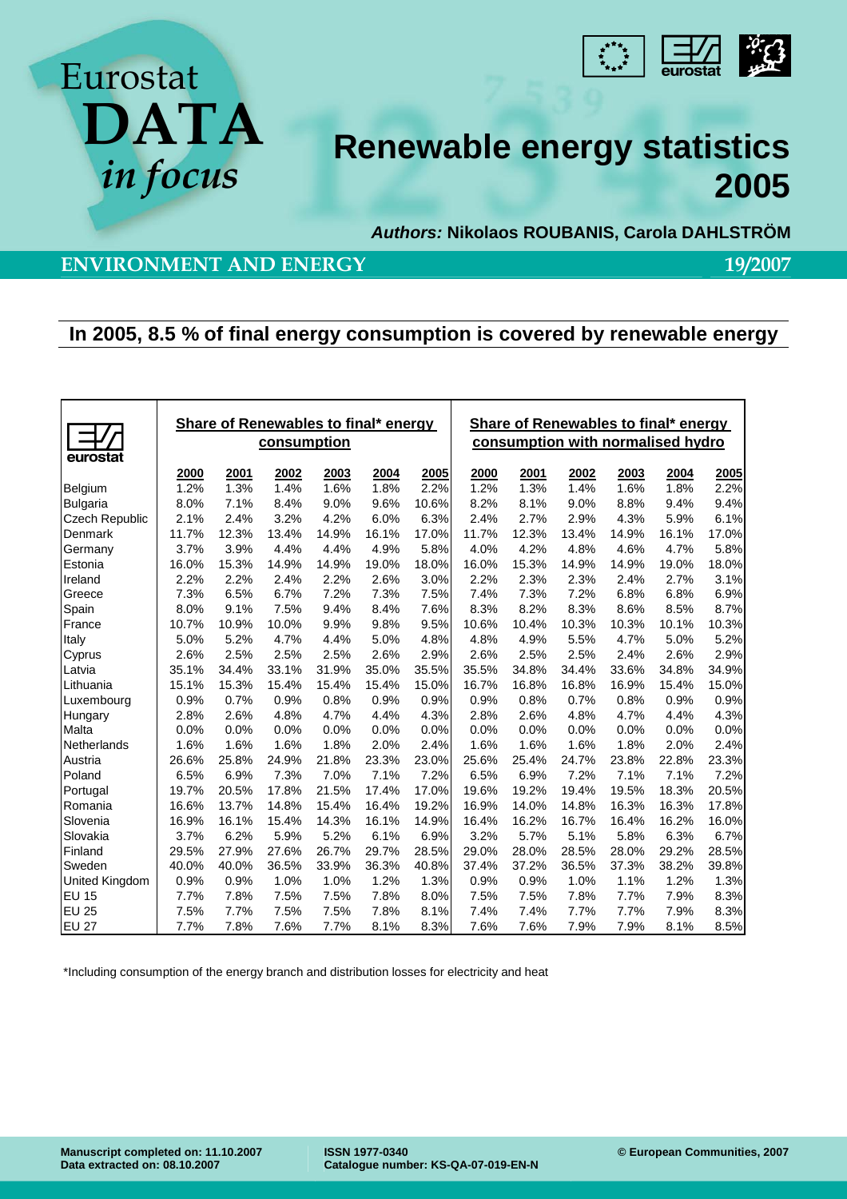Eurostat **DATA** *in focus*

# Renewable energy statistics 2005

***Authors:*** **Nikolaos ROUBANIS, Carola DAHLSTRÖM**

**ENVIRONMENT AND ENERGY** **19/2007**

## In 2005, 8.5 % of final energy consumption is covered by renewable energy

| eurostat | Share of Renewables to final* energy consumption | | | | | | Share of Renewables to final* energy consumption with normalised hydro | | | | | |
|---|---|---|---|---|---|---|---|---|---|---|---|---|
| | 2000 | 2001 | 2002 | 2003 | 2004 | 2005 | 2000 | 2001 | 2002 | 2003 | 2004 | 2005 |
| Belgium | 1.2% | 1.3% | 1.4% | 1.6% | 1.8% | 2.2% | 1.2% | 1.3% | 1.4% | 1.6% | 1.8% | 2.2% |
| Bulgaria | 8.0% | 7.1% | 8.4% | 9.0% | 9.6% | 10.6% | 8.2% | 8.1% | 9.0% | 8.8% | 9.4% | 9.4% |
| Czech Republic | 2.1% | 2.4% | 3.2% | 4.2% | 6.0% | 6.3% | 2.4% | 2.7% | 2.9% | 4.3% | 5.9% | 6.1% |
| Denmark | 11.7% | 12.3% | 13.4% | 14.9% | 16.1% | 17.0% | 11.7% | 12.3% | 13.4% | 14.9% | 16.1% | 17.0% |
| Germany | 3.7% | 3.9% | 4.4% | 4.4% | 4.9% | 5.8% | 4.0% | 4.2% | 4.8% | 4.6% | 4.7% | 5.8% |
| Estonia | 16.0% | 15.3% | 14.9% | 14.9% | 19.0% | 18.0% | 16.0% | 15.3% | 14.9% | 14.9% | 19.0% | 18.0% |
| Ireland | 2.2% | 2.2% | 2.4% | 2.2% | 2.6% | 3.0% | 2.2% | 2.3% | 2.3% | 2.4% | 2.7% | 3.1% |
| Greece | 7.3% | 6.5% | 6.7% | 7.2% | 7.3% | 7.5% | 7.4% | 7.3% | 7.2% | 6.8% | 6.8% | 6.9% |
| Spain | 8.0% | 9.1% | 7.5% | 9.4% | 8.4% | 7.6% | 8.3% | 8.2% | 8.3% | 8.6% | 8.5% | 8.7% |
| France | 10.7% | 10.9% | 10.0% | 9.9% | 9.8% | 9.5% | 10.6% | 10.4% | 10.3% | 10.3% | 10.1% | 10.3% |
| Italy | 5.0% | 5.2% | 4.7% | 4.4% | 5.0% | 4.8% | 4.8% | 4.9% | 5.5% | 4.7% | 5.0% | 5.2% |
| Cyprus | 2.6% | 2.5% | 2.5% | 2.5% | 2.6% | 2.9% | 2.6% | 2.5% | 2.5% | 2.4% | 2.6% | 2.9% |
| Latvia | 35.1% | 34.4% | 33.1% | 31.9% | 35.0% | 35.5% | 35.5% | 34.8% | 34.4% | 33.6% | 34.8% | 34.9% |
| Lithuania | 15.1% | 15.3% | 15.4% | 15.4% | 15.4% | 15.0% | 16.7% | 16.8% | 16.8% | 16.9% | 15.4% | 15.0% |
| Luxembourg | 0.9% | 0.7% | 0.9% | 0.8% | 0.9% | 0.9% | 0.9% | 0.8% | 0.7% | 0.8% | 0.9% | 0.9% |
| Hungary | 2.8% | 2.6% | 4.8% | 4.7% | 4.4% | 4.3% | 2.8% | 2.6% | 4.8% | 4.7% | 4.4% | 4.3% |
| Malta | 0.0% | 0.0% | 0.0% | 0.0% | 0.0% | 0.0% | 0.0% | 0.0% | 0.0% | 0.0% | 0.0% | 0.0% |
| Netherlands | 1.6% | 1.6% | 1.6% | 1.8% | 2.0% | 2.4% | 1.6% | 1.6% | 1.6% | 1.8% | 2.0% | 2.4% |
| Austria | 26.6% | 25.8% | 24.9% | 21.8% | 23.3% | 23.0% | 25.6% | 25.4% | 24.7% | 23.8% | 22.8% | 23.3% |
| Poland | 6.5% | 6.9% | 7.3% | 7.0% | 7.1% | 7.2% | 6.5% | 6.9% | 7.2% | 7.1% | 7.1% | 7.2% |
| Portugal | 19.7% | 20.5% | 17.8% | 21.5% | 17.4% | 17.0% | 19.6% | 19.2% | 19.4% | 19.5% | 18.3% | 20.5% |
| Romania | 16.6% | 13.7% | 14.8% | 15.4% | 16.4% | 19.2% | 16.9% | 14.0% | 14.8% | 16.3% | 16.3% | 17.8% |
| Slovenia | 16.9% | 16.1% | 15.4% | 14.3% | 16.1% | 14.9% | 16.4% | 16.2% | 16.7% | 16.4% | 16.2% | 16.0% |
| Slovakia | 3.7% | 6.2% | 5.9% | 5.2% | 6.1% | 6.9% | 3.2% | 5.7% | 5.1% | 5.8% | 6.3% | 6.7% |
| Finland | 29.5% | 27.9% | 27.6% | 26.7% | 29.7% | 28.5% | 29.0% | 28.0% | 28.5% | 28.0% | 29.2% | 28.5% |
| Sweden | 40.0% | 40.0% | 36.5% | 33.9% | 36.3% | 40.8% | 37.4% | 37.2% | 36.5% | 37.3% | 38.2% | 39.8% |
| United Kingdom | 0.9% | 0.9% | 1.0% | 1.0% | 1.2% | 1.3% | 0.9% | 0.9% | 1.0% | 1.1% | 1.2% | 1.3% |
| EU 15 | 7.7% | 7.8% | 7.5% | 7.5% | 7.8% | 8.0% | 7.5% | 7.5% | 7.8% | 7.7% | 7.9% | 8.3% |
| EU 25 | 7.5% | 7.7% | 7.5% | 7.5% | 7.8% | 8.1% | 7.4% | 7.4% | 7.7% | 7.7% | 7.9% | 8.3% |
| EU 27 | 7.7% | 7.8% | 7.6% | 7.7% | 8.1% | 8.3% | 7.6% | 7.6% | 7.9% | 7.9% | 8.1% | 8.5% |

*Including consumption of the energy branch and distribution losses for electricity and heat

**Manuscript completed on: 11.10.2007**
**Data extracted on: 08.10.2007**

**ISSN 1977-0340**
**Catalogue number: KS-QA-07-019-EN-N**

**© European Communities, 2007**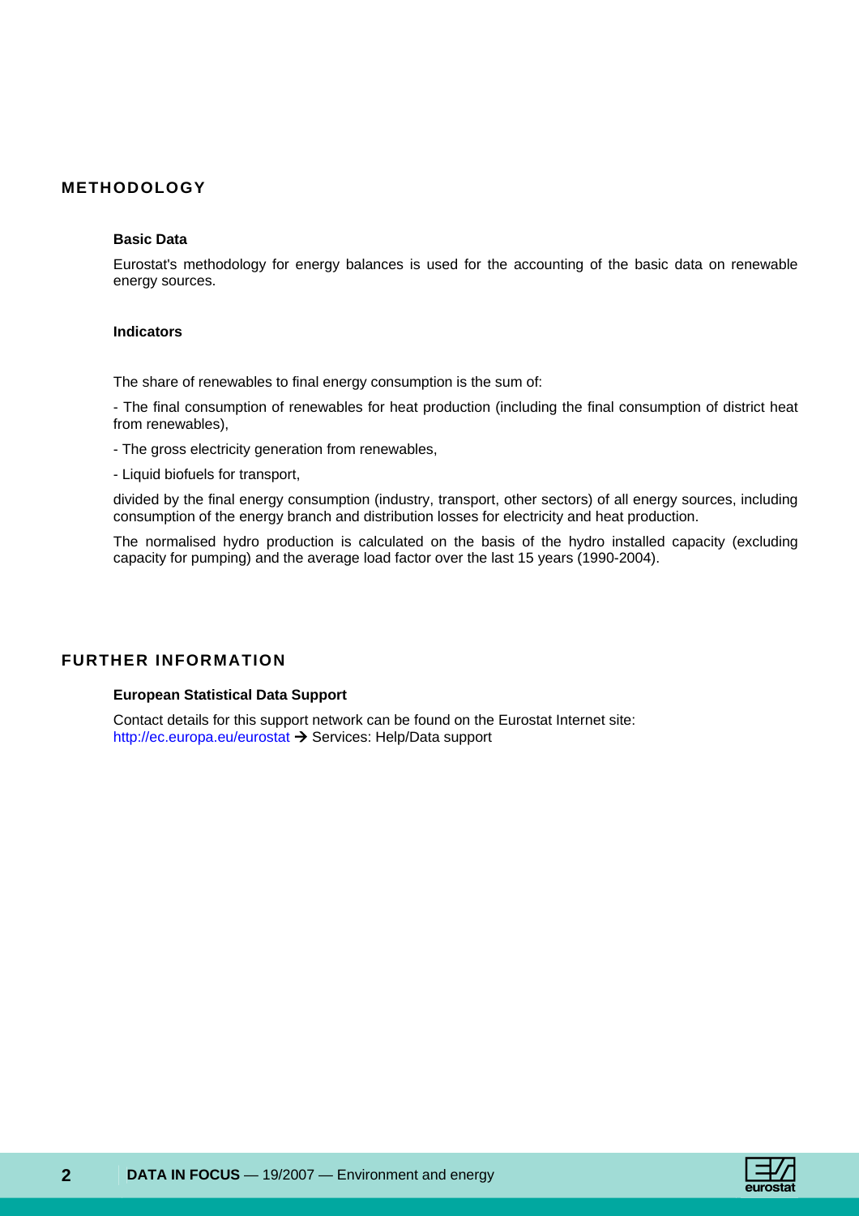## METHODOLOGY

### Basic Data

Eurostat's methodology for energy balances is used for the accounting of the basic data on renewable energy sources.

### Indicators

The share of renewables to final energy consumption is the sum of:

- The final consumption of renewables for heat production (including the final consumption of district heat from renewables),

- The gross electricity generation from renewables,

- Liquid biofuels for transport,

divided by the final energy consumption (industry, transport, other sectors) of all energy sources, including consumption of the energy branch and distribution losses for electricity and heat production.

The normalised hydro production is calculated on the basis of the hydro installed capacity (excluding capacity for pumping) and the average load factor over the last 15 years (1990-2004).

## FURTHER INFORMATION

### European Statistical Data Support

Contact details for this support network can be found on the Eurostat Internet site:
http://ec.europa.eu/eurostat → Services: Help/Data support